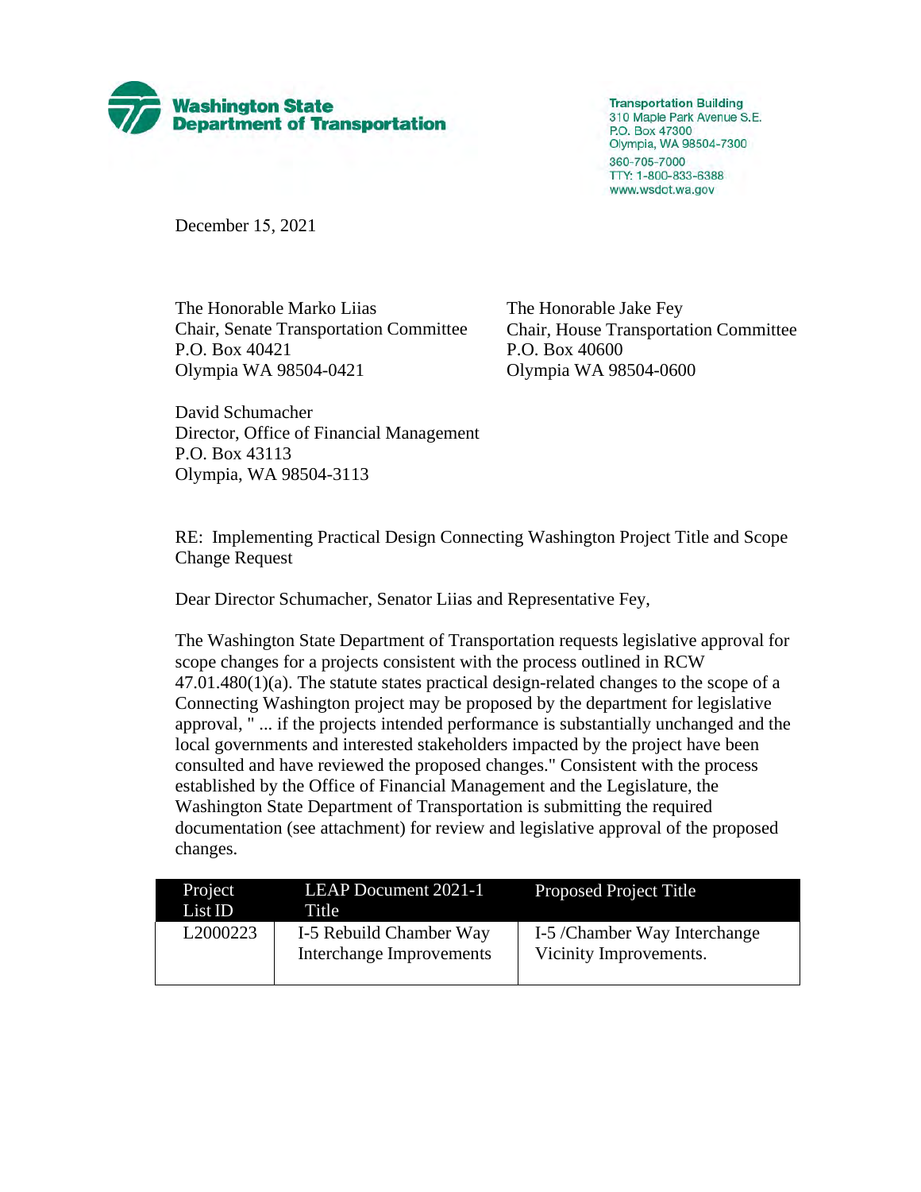**Washington State Department of Transportation**

Transportation Building
310 Maple Park Avenue S.E.
P.O. Box 47300
Olympia, WA 98504-7300
360-705-7000
TTY: 1-800-833-6388
www.wsdot.wa.gov

December 15, 2021

The Honorable Marko Liias
Chair, Senate Transportation Committee
P.O. Box 40421
Olympia WA 98504-0421

The Honorable Jake Fey
Chair, House Transportation Committee
P.O. Box 40600
Olympia WA 98504-0600

David Schumacher
Director, Office of Financial Management
P.O. Box 43113
Olympia, WA 98504-3113

RE: Implementing Practical Design Connecting Washington Project Title and Scope Change Request

Dear Director Schumacher, Senator Liias and Representative Fey,

The Washington State Department of Transportation requests legislative approval for scope changes for a projects consistent with the process outlined in RCW 47.01.480(1)(a). The statute states practical design-related changes to the scope of a Connecting Washington project may be proposed by the department for legislative approval, " ... if the projects intended performance is substantially unchanged and the local governments and interested stakeholders impacted by the project have been consulted and have reviewed the proposed changes." Consistent with the process established by the Office of Financial Management and the Legislature, the Washington State Department of Transportation is submitting the required documentation (see attachment) for review and legislative approval of the proposed changes.

| Project List ID | LEAP Document 2021-1 Title | Proposed Project Title |
|---|---|---|
| L2000223 | I-5 Rebuild Chamber Way Interchange Improvements | I-5 /Chamber Way Interchange Vicinity Improvements. |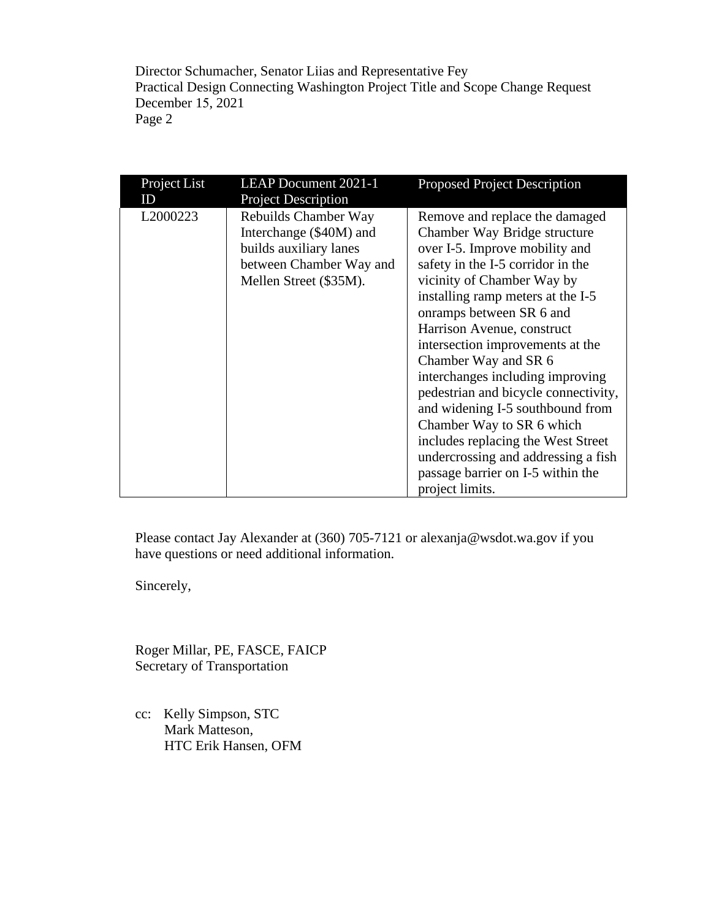| Project List ID | LEAP Document 2021-1 Project Description | Proposed Project Description |
| --- | --- | --- |
| L2000223 | Rebuilds Chamber Way Interchange ($40M) and builds auxiliary lanes between Chamber Way and Mellen Street ($35M). | Remove and replace the damaged Chamber Way Bridge structure over I-5. Improve mobility and safety in the I-5 corridor in the vicinity of Chamber Way by installing ramp meters at the I-5 onramps between SR 6 and Harrison Avenue, construct intersection improvements at the Chamber Way and SR 6 interchanges including improving pedestrian and bicycle connectivity, and widening I-5 southbound from Chamber Way to SR 6 which includes replacing the West Street undercrossing and addressing a fish passage barrier on I-5 within the project limits. |

Please contact Jay Alexander at (360) 705-7121 or alexanja@wsdot.wa.gov if you have questions or need additional information.

Sincerely,

Roger Millar, PE, FASCE, FAICP
Secretary of Transportation

cc: Kelly Simpson, STC
Mark Matteson,
HTC Erik Hansen, OFM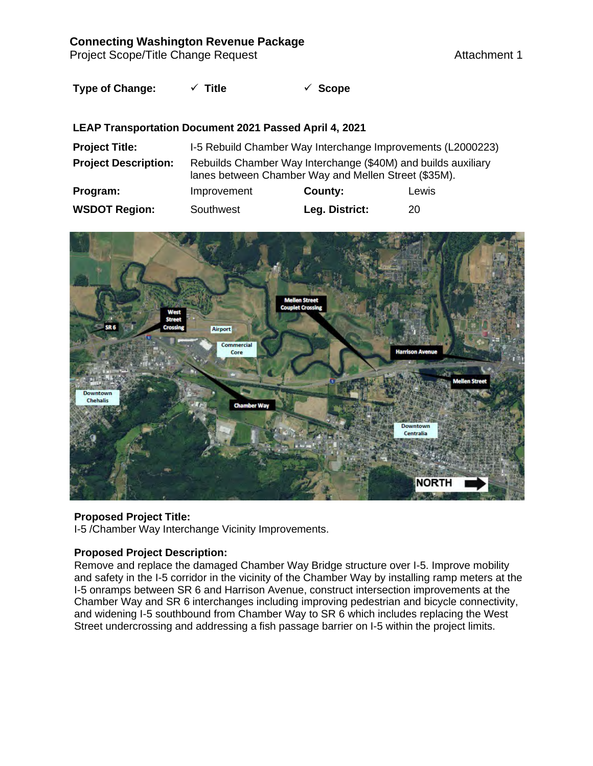**Connecting Washington Revenue Package**
Project Scope/Title Change Request

Attachment 1

**Type of Change:** ✓ **Title** ✓ **Scope**

**LEAP Transportation Document 2021 Passed April 4, 2021**

| | | | |
|---|---|---|---|
| **Project Title:** | I-5 Rebuild Chamber Way Interchange Improvements (L2000223) | | |
| **Project Description:** | Rebuilds Chamber Way Interchange ($40M) and builds auxiliary lanes between Chamber Way and Mellen Street ($35M). | | |
| **Program:** | Improvement | **County:** | Lewis |
| **WSDOT Region:** | Southwest | **Leg. District:** | 20 |

**Proposed Project Title:**
I-5 /Chamber Way Interchange Vicinity Improvements.

**Proposed Project Description:**
Remove and replace the damaged Chamber Way Bridge structure over I-5. Improve mobility and safety in the I-5 corridor in the vicinity of the Chamber Way by installing ramp meters at the I-5 onramps between SR 6 and Harrison Avenue, construct intersection improvements at the Chamber Way and SR 6 interchanges including improving pedestrian and bicycle connectivity, and widening I-5 southbound from Chamber Way to SR 6 which includes replacing the West Street undercrossing and addressing a fish passage barrier on I-5 within the project limits.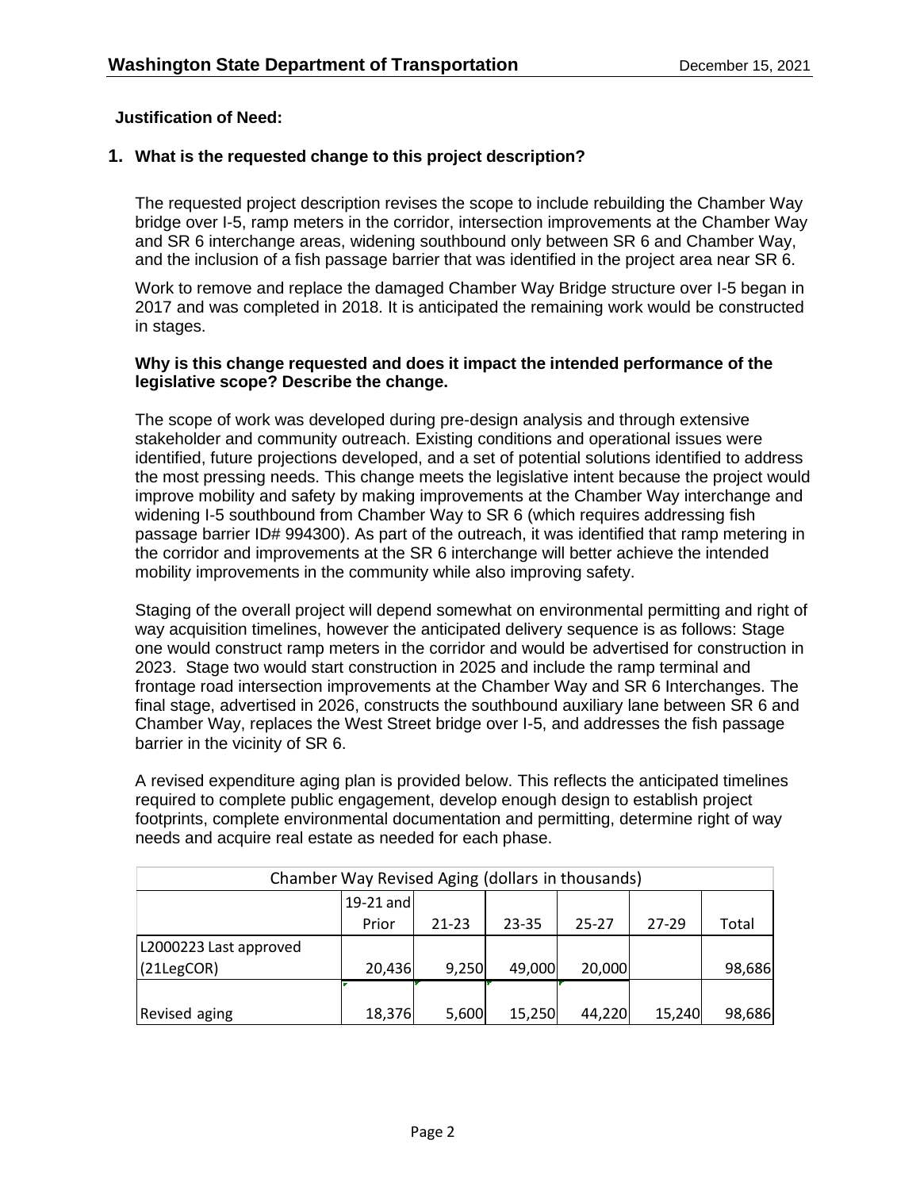**Justification of Need:**

**1. What is the requested change to this project description?**

The requested project description revises the scope to include rebuilding the Chamber Way bridge over I-5, ramp meters in the corridor, intersection improvements at the Chamber Way and SR 6 interchange areas, widening southbound only between SR 6 and Chamber Way, and the inclusion of a fish passage barrier that was identified in the project area near SR 6.

Work to remove and replace the damaged Chamber Way Bridge structure over I-5 began in 2017 and was completed in 2018. It is anticipated the remaining work would be constructed in stages.

**Why is this change requested and does it impact the intended performance of the legislative scope? Describe the change.**

The scope of work was developed during pre-design analysis and through extensive stakeholder and community outreach. Existing conditions and operational issues were identified, future projections developed, and a set of potential solutions identified to address the most pressing needs. This change meets the legislative intent because the project would improve mobility and safety by making improvements at the Chamber Way interchange and widening I-5 southbound from Chamber Way to SR 6 (which requires addressing fish passage barrier ID# 994300). As part of the outreach, it was identified that ramp metering in the corridor and improvements at the SR 6 interchange will better achieve the intended mobility improvements in the community while also improving safety.

Staging of the overall project will depend somewhat on environmental permitting and right of way acquisition timelines, however the anticipated delivery sequence is as follows: Stage one would construct ramp meters in the corridor and would be advertised for construction in 2023. Stage two would start construction in 2025 and include the ramp terminal and frontage road intersection improvements at the Chamber Way and SR 6 Interchanges. The final stage, advertised in 2026, constructs the southbound auxiliary lane between SR 6 and Chamber Way, replaces the West Street bridge over I-5, and addresses the fish passage barrier in the vicinity of SR 6.

A revised expenditure aging plan is provided below. This reflects the anticipated timelines required to complete public engagement, develop enough design to establish project footprints, complete environmental documentation and permitting, determine right of way needs and acquire real estate as needed for each phase.

| Chamber Way Revised Aging (dollars in thousands) | | | | | | |
|---|---|---|---|---|---|---|
| | 19-21 and Prior | 21-23 | 23-35 | 25-27 | 27-29 | Total |
| L2000223 Last approved (21LegCOR) | 20,436 | 9,250 | 49,000 | 20,000 | | 98,686 |
| Revised aging | 18,376 | 5,600 | 15,250 | 44,220 | 15,240 | 98,686 |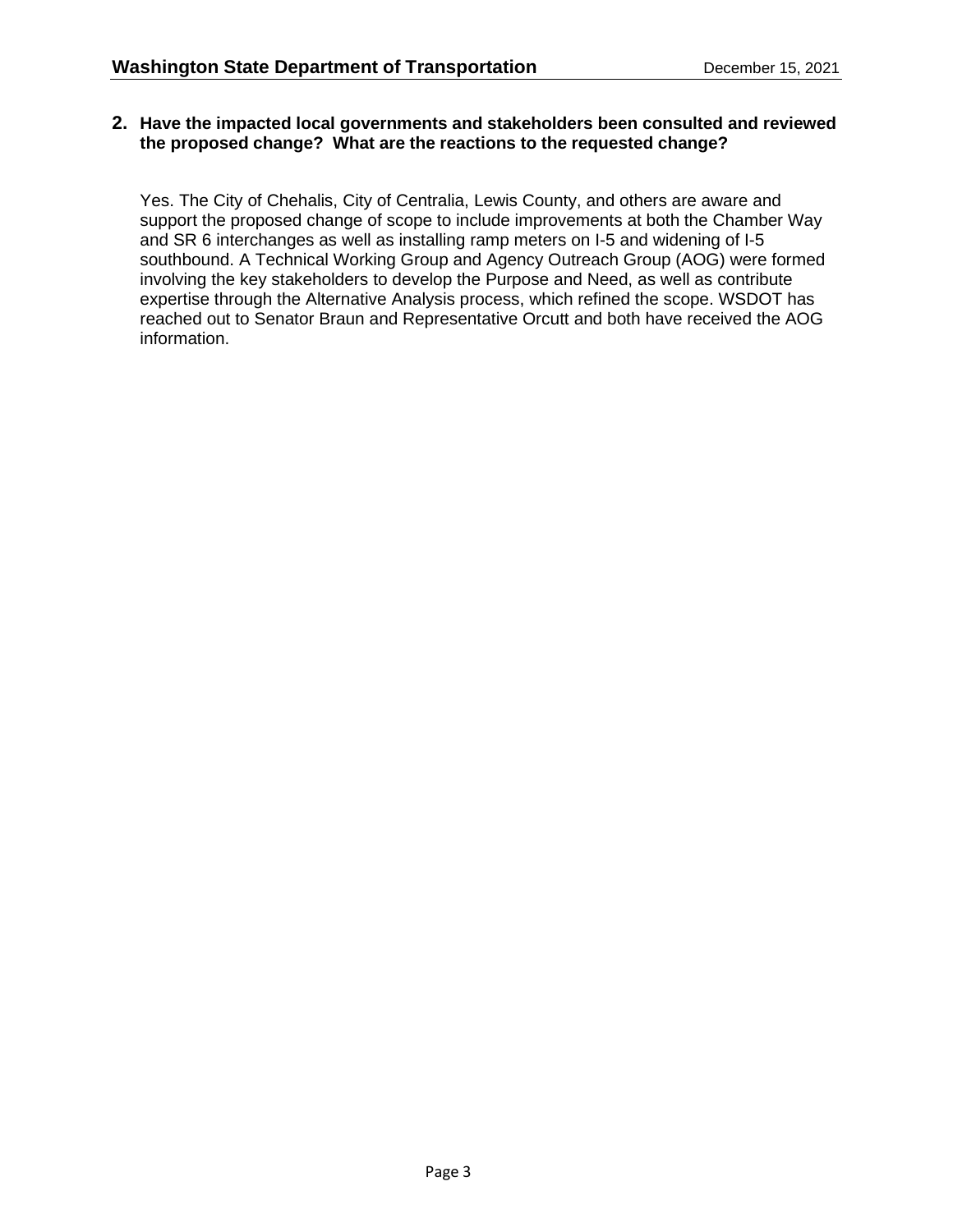**2. Have the impacted local governments and stakeholders been consulted and reviewed the proposed change? What are the reactions to the requested change?**

Yes. The City of Chehalis, City of Centralia, Lewis County, and others are aware and support the proposed change of scope to include improvements at both the Chamber Way and SR 6 interchanges as well as installing ramp meters on I-5 and widening of I-5 southbound. A Technical Working Group and Agency Outreach Group (AOG) were formed involving the key stakeholders to develop the Purpose and Need, as well as contribute expertise through the Alternative Analysis process, which refined the scope. WSDOT has reached out to Senator Braun and Representative Orcutt and both have received the AOG information.